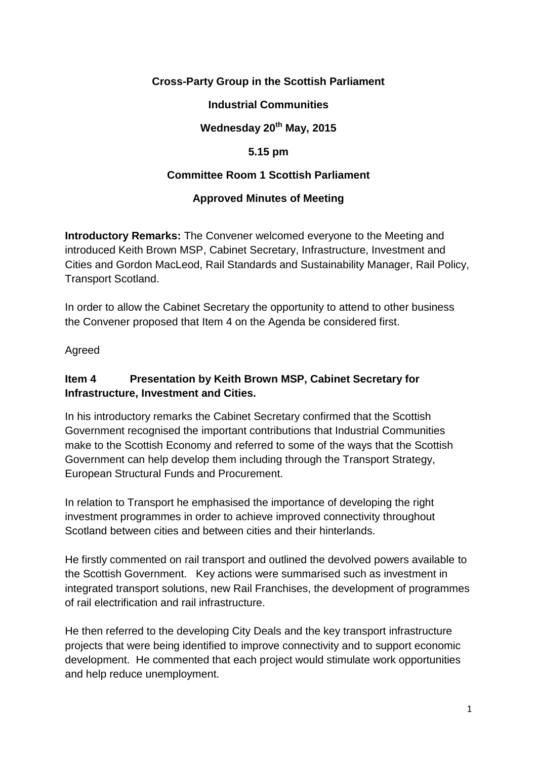**Cross-Party Group in the Scottish Parliament**

**Industrial Communities**

**Wednesday 20th May, 2015**

**5.15 pm**

**Committee Room 1 Scottish Parliament**

**Approved Minutes of Meeting**

**Introductory Remarks:** The Convener welcomed everyone to the Meeting and introduced Keith Brown MSP, Cabinet Secretary, Infrastructure, Investment and Cities and Gordon MacLeod, Rail Standards and Sustainability Manager, Rail Policy, Transport Scotland.

In order to allow the Cabinet Secretary the opportunity to attend to other business the Convener proposed that Item 4 on the Agenda be considered first.

Agreed

**Item 4 Presentation by Keith Brown MSP, Cabinet Secretary for Infrastructure, Investment and Cities.**

In his introductory remarks the Cabinet Secretary confirmed that the Scottish Government recognised the important contributions that Industrial Communities make to the Scottish Economy and referred to some of the ways that the Scottish Government can help develop them including through the Transport Strategy, European Structural Funds and Procurement.

In relation to Transport he emphasised the importance of developing the right investment programmes in order to achieve improved connectivity throughout Scotland between cities and between cities and their hinterlands.

He firstly commented on rail transport and outlined the devolved powers available to the Scottish Government. Key actions were summarised such as investment in integrated transport solutions, new Rail Franchises, the development of programmes of rail electrification and rail infrastructure.

He then referred to the developing City Deals and the key transport infrastructure projects that were being identified to improve connectivity and to support economic development. He commented that each project would stimulate work opportunities and help reduce unemployment.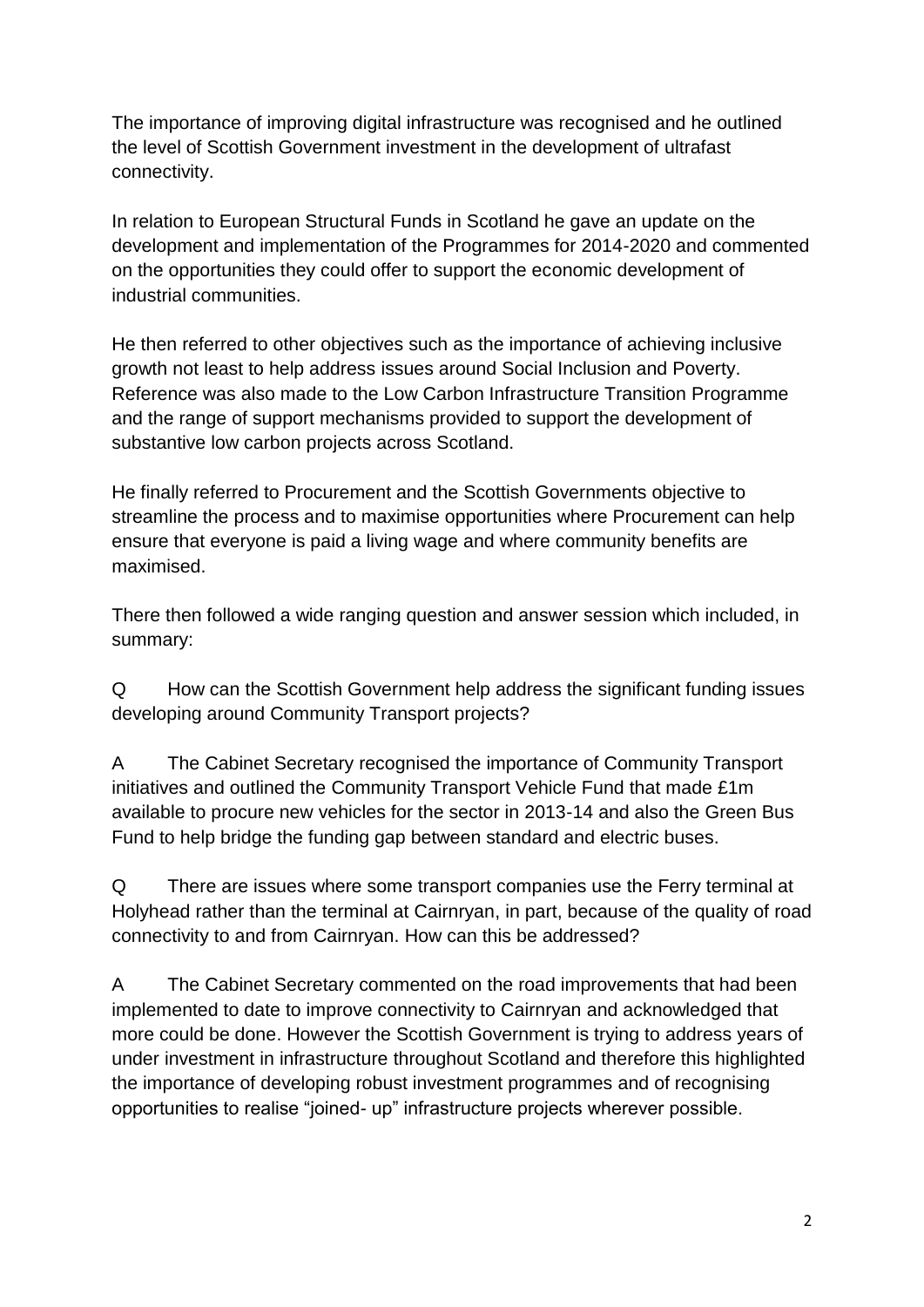The importance of improving digital infrastructure was recognised and he outlined the level of Scottish Government investment in the development of ultrafast connectivity.

In relation to European Structural Funds in Scotland he gave an update on the development and implementation of the Programmes for 2014-2020 and commented on the opportunities they could offer to support the economic development of industrial communities.

He then referred to other objectives such as the importance of achieving inclusive growth not least to help address issues around Social Inclusion and Poverty. Reference was also made to the Low Carbon Infrastructure Transition Programme and the range of support mechanisms provided to support the development of substantive low carbon projects across Scotland.

He finally referred to Procurement and the Scottish Governments objective to streamline the process and to maximise opportunities where Procurement can help ensure that everyone is paid a living wage and where community benefits are maximised.

There then followed a wide ranging question and answer session which included, in summary:

Q How can the Scottish Government help address the significant funding issues developing around Community Transport projects?

A The Cabinet Secretary recognised the importance of Community Transport initiatives and outlined the Community Transport Vehicle Fund that made £1m available to procure new vehicles for the sector in 2013-14 and also the Green Bus Fund to help bridge the funding gap between standard and electric buses.

Q There are issues where some transport companies use the Ferry terminal at Holyhead rather than the terminal at Cairnryan, in part, because of the quality of road connectivity to and from Cairnryan. How can this be addressed?

A The Cabinet Secretary commented on the road improvements that had been implemented to date to improve connectivity to Cairnryan and acknowledged that more could be done. However the Scottish Government is trying to address years of under investment in infrastructure throughout Scotland and therefore this highlighted the importance of developing robust investment programmes and of recognising opportunities to realise "joined- up" infrastructure projects wherever possible.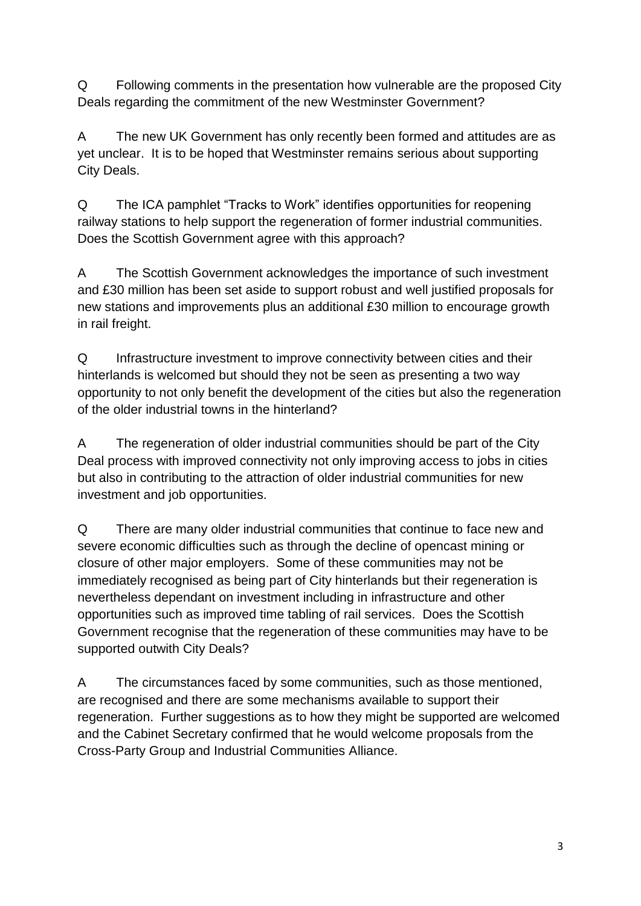Q	Following comments in the presentation how vulnerable are the proposed City Deals regarding the commitment of the new Westminster Government?

A	The new UK Government has only recently been formed and attitudes are as yet unclear. It is to be hoped that Westminster remains serious about supporting City Deals.

Q	The ICA pamphlet “Tracks to Work” identifies opportunities for reopening railway stations to help support the regeneration of former industrial communities. Does the Scottish Government agree with this approach?

A	The Scottish Government acknowledges the importance of such investment and £30 million has been set aside to support robust and well justified proposals for new stations and improvements plus an additional £30 million to encourage growth in rail freight.

Q	Infrastructure investment to improve connectivity between cities and their hinterlands is welcomed but should they not be seen as presenting a two way opportunity to not only benefit the development of the cities but also the regeneration of the older industrial towns in the hinterland?

A	The regeneration of older industrial communities should be part of the City Deal process with improved connectivity not only improving access to jobs in cities but also in contributing to the attraction of older industrial communities for new investment and job opportunities.

Q	There are many older industrial communities that continue to face new and severe economic difficulties such as through the decline of opencast mining or closure of other major employers. Some of these communities may not be immediately recognised as being part of City hinterlands but their regeneration is nevertheless dependant on investment including in infrastructure and other opportunities such as improved time tabling of rail services. Does the Scottish Government recognise that the regeneration of these communities may have to be supported outwith City Deals?

A	The circumstances faced by some communities, such as those mentioned, are recognised and there are some mechanisms available to support their regeneration. Further suggestions as to how they might be supported are welcomed and the Cabinet Secretary confirmed that he would welcome proposals from the Cross-Party Group and Industrial Communities Alliance.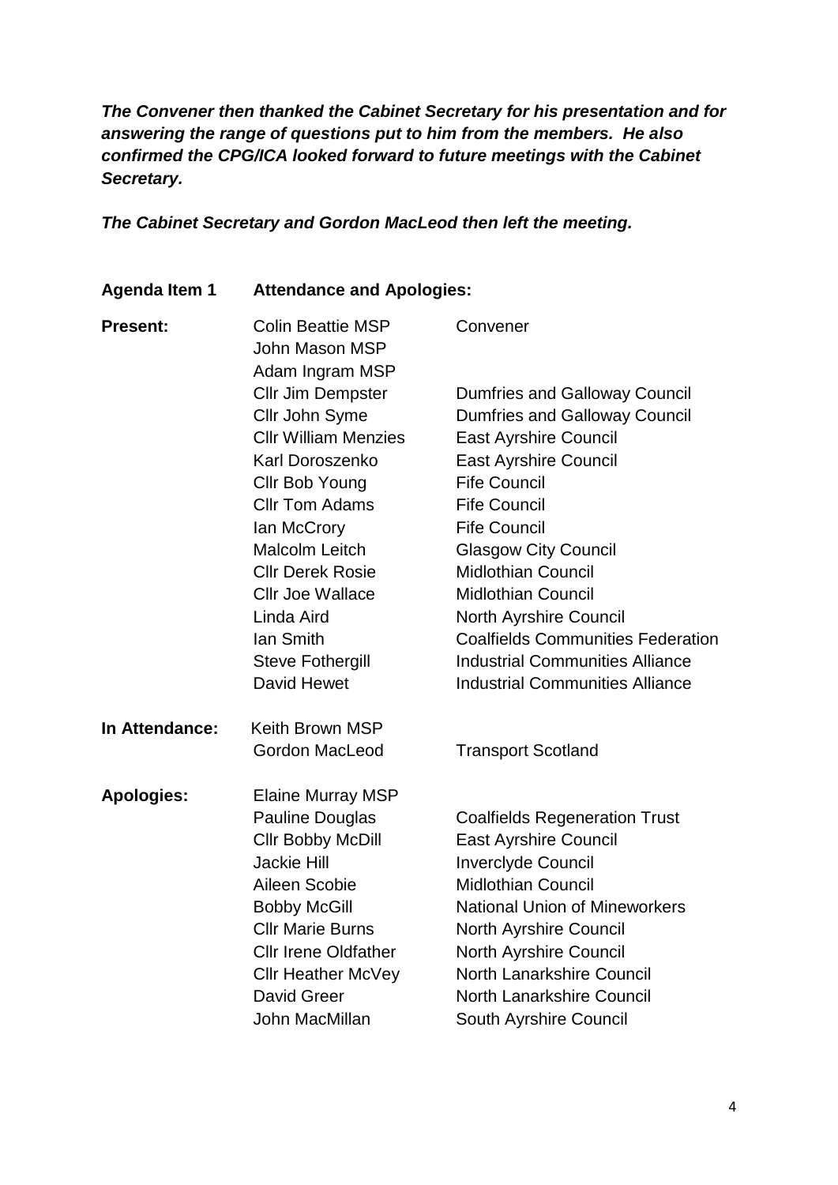***The Convener then thanked the Cabinet Secretary for his presentation and for answering the range of questions put to him from the members. He also confirmed the CPG/ICA looked forward to future meetings with the Cabinet Secretary.***

***The Cabinet Secretary and Gordon MacLeod then left the meeting.***

**Agenda Item 1 Attendance and Apologies:**

| | | |
|---|---|---|
| **Present:** | Colin Beattie MSP | Convener |
| | John Mason MSP | |
| | Adam Ingram MSP | |
| | Cllr Jim Dempster | Dumfries and Galloway Council |
| | Cllr John Syme | Dumfries and Galloway Council |
| | Cllr William Menzies | East Ayrshire Council |
| | Karl Doroszenko | East Ayrshire Council |
| | Cllr Bob Young | Fife Council |
| | Cllr Tom Adams | Fife Council |
| | Ian McCrory | Fife Council |
| | Malcolm Leitch | Glasgow City Council |
| | Cllr Derek Rosie | Midlothian Council |
| | Cllr Joe Wallace | Midlothian Council |
| | Linda Aird | North Ayrshire Council |
| | Ian Smith | Coalfields Communities Federation |
| | Steve Fothergill | Industrial Communities Alliance |
| | David Hewet | Industrial Communities Alliance |
| **In Attendance:** | Keith Brown MSP | |
| | Gordon MacLeod | Transport Scotland |
| **Apologies:** | Elaine Murray MSP | |
| | Pauline Douglas | Coalfields Regeneration Trust |
| | Cllr Bobby McDill | East Ayrshire Council |
| | Jackie Hill | Inverclyde Council |
| | Aileen Scobie | Midlothian Council |
| | Bobby McGill | National Union of Mineworkers |
| | Cllr Marie Burns | North Ayrshire Council |
| | Cllr Irene Oldfather | North Ayrshire Council |
| | Cllr Heather McVey | North Lanarkshire Council |
| | David Greer | North Lanarkshire Council |
| | John MacMillan | South Ayrshire Council |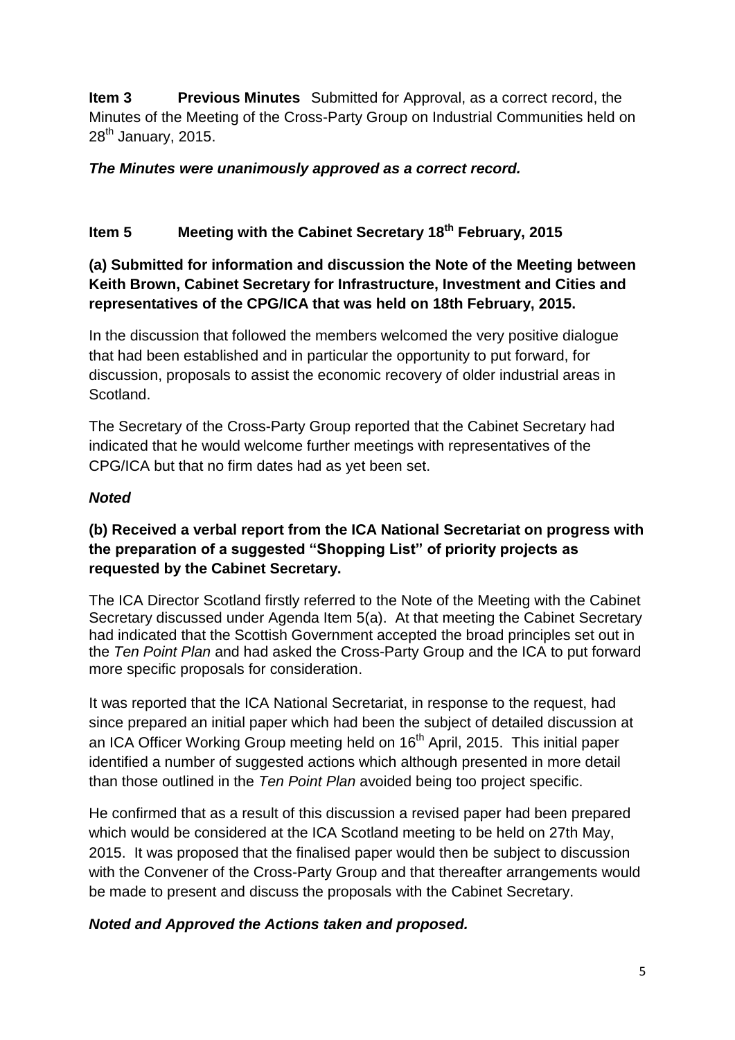**Item 3** **Previous Minutes** Submitted for Approval, as a correct record, the Minutes of the Meeting of the Cross-Party Group on Industrial Communities held on 28th January, 2015.

***The Minutes were unanimously approved as a correct record.***

## Item 5 Meeting with the Cabinet Secretary 18th February, 2015

**(a) Submitted for information and discussion the Note of the Meeting between Keith Brown, Cabinet Secretary for Infrastructure, Investment and Cities and representatives of the CPG/ICA that was held on 18th February, 2015.**

In the discussion that followed the members welcomed the very positive dialogue that had been established and in particular the opportunity to put forward, for discussion, proposals to assist the economic recovery of older industrial areas in Scotland.

The Secretary of the Cross-Party Group reported that the Cabinet Secretary had indicated that he would welcome further meetings with representatives of the CPG/ICA but that no firm dates had as yet been set.

***Noted***

**(b) Received a verbal report from the ICA National Secretariat on progress with the preparation of a suggested "Shopping List" of priority projects as requested by the Cabinet Secretary.**

The ICA Director Scotland firstly referred to the Note of the Meeting with the Cabinet Secretary discussed under Agenda Item 5(a). At that meeting the Cabinet Secretary had indicated that the Scottish Government accepted the broad principles set out in the *Ten Point Plan* and had asked the Cross-Party Group and the ICA to put forward more specific proposals for consideration.

It was reported that the ICA National Secretariat, in response to the request, had since prepared an initial paper which had been the subject of detailed discussion at an ICA Officer Working Group meeting held on 16th April, 2015. This initial paper identified a number of suggested actions which although presented in more detail than those outlined in the *Ten Point Plan* avoided being too project specific.

He confirmed that as a result of this discussion a revised paper had been prepared which would be considered at the ICA Scotland meeting to be held on 27th May, 2015. It was proposed that the finalised paper would then be subject to discussion with the Convener of the Cross-Party Group and that thereafter arrangements would be made to present and discuss the proposals with the Cabinet Secretary.

***Noted and Approved the Actions taken and proposed.***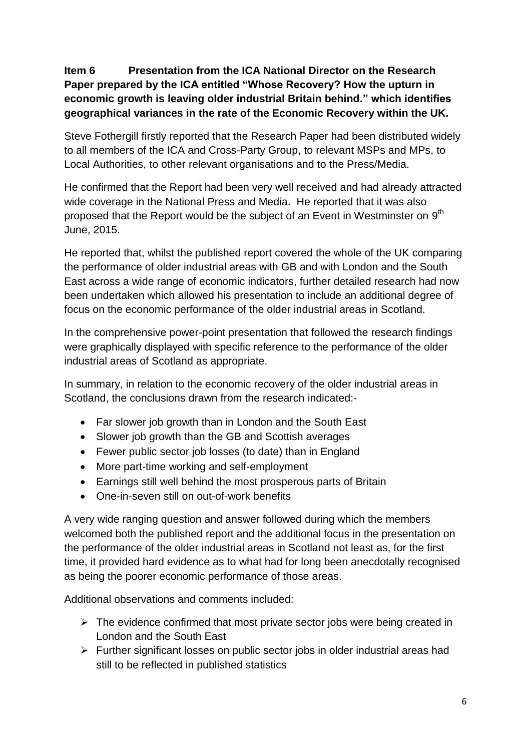**Item 6 Presentation from the ICA National Director on the Research Paper prepared by the ICA entitled "Whose Recovery? How the upturn in economic growth is leaving older industrial Britain behind." which identifies geographical variances in the rate of the Economic Recovery within the UK.**

Steve Fothergill firstly reported that the Research Paper had been distributed widely to all members of the ICA and Cross-Party Group, to relevant MSPs and MPs, to Local Authorities, to other relevant organisations and to the Press/Media.

He confirmed that the Report had been very well received and had already attracted wide coverage in the National Press and Media. He reported that it was also proposed that the Report would be the subject of an Event in Westminster on 9th June, 2015.

He reported that, whilst the published report covered the whole of the UK comparing the performance of older industrial areas with GB and with London and the South East across a wide range of economic indicators, further detailed research had now been undertaken which allowed his presentation to include an additional degree of focus on the economic performance of the older industrial areas in Scotland.

In the comprehensive power-point presentation that followed the research findings were graphically displayed with specific reference to the performance of the older industrial areas of Scotland as appropriate.

In summary, in relation to the economic recovery of the older industrial areas in Scotland, the conclusions drawn from the research indicated:-

- Far slower job growth than in London and the South East
- Slower job growth than the GB and Scottish averages
- Fewer public sector job losses (to date) than in England
- More part-time working and self-employment
- Earnings still well behind the most prosperous parts of Britain
- One-in-seven still on out-of-work benefits

A very wide ranging question and answer followed during which the members welcomed both the published report and the additional focus in the presentation on the performance of the older industrial areas in Scotland not least as, for the first time, it provided hard evidence as to what had for long been anecdotally recognised as being the poorer economic performance of those areas.

Additional observations and comments included:

- The evidence confirmed that most private sector jobs were being created in London and the South East
- Further significant losses on public sector jobs in older industrial areas had still to be reflected in published statistics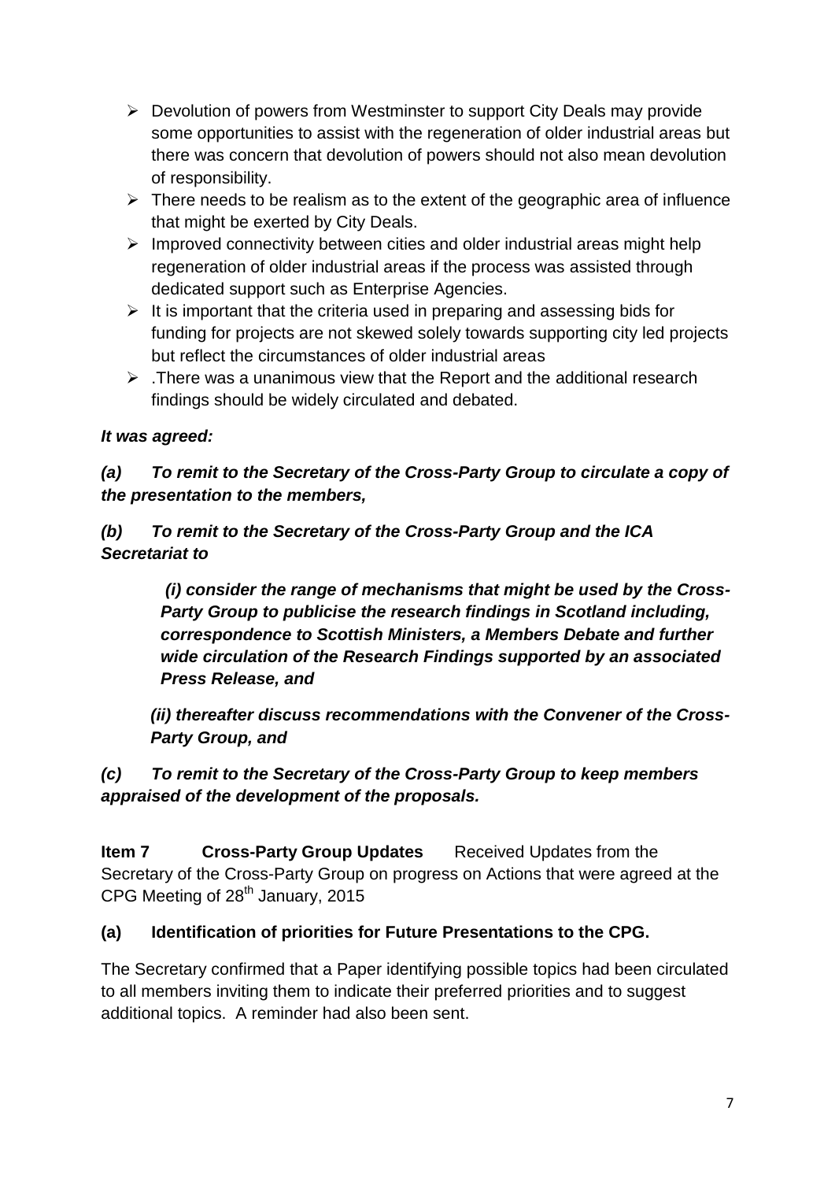- Devolution of powers from Westminster to support City Deals may provide some opportunities to assist with the regeneration of older industrial areas but there was concern that devolution of powers should not also mean devolution of responsibility.
- There needs to be realism as to the extent of the geographic area of influence that might be exerted by City Deals.
- Improved connectivity between cities and older industrial areas might help regeneration of older industrial areas if the process was assisted through dedicated support such as Enterprise Agencies.
- It is important that the criteria used in preparing and assessing bids for funding for projects are not skewed solely towards supporting city led projects but reflect the circumstances of older industrial areas
- .There was a unanimous view that the Report and the additional research findings should be widely circulated and debated.

***It was agreed:***

***(a) To remit to the Secretary of the Cross-Party Group to circulate a copy of the presentation to the members,***

***(b) To remit to the Secretary of the Cross-Party Group and the ICA Secretariat to***

> ***(i) consider the range of mechanisms that might be used by the Cross-Party Group to publicise the research findings in Scotland including, correspondence to Scottish Ministers, a Members Debate and further wide circulation of the Research Findings supported by an associated Press Release, and***
>
> ***(ii) thereafter discuss recommendations with the Convener of the Cross-Party Group, and***

***(c) To remit to the Secretary of the Cross-Party Group to keep members appraised of the development of the proposals.***

**Item 7 Cross-Party Group Updates** Received Updates from the Secretary of the Cross-Party Group on progress on Actions that were agreed at the CPG Meeting of 28th January, 2015

**(a) Identification of priorities for Future Presentations to the CPG.**

The Secretary confirmed that a Paper identifying possible topics had been circulated to all members inviting them to indicate their preferred priorities and to suggest additional topics. A reminder had also been sent.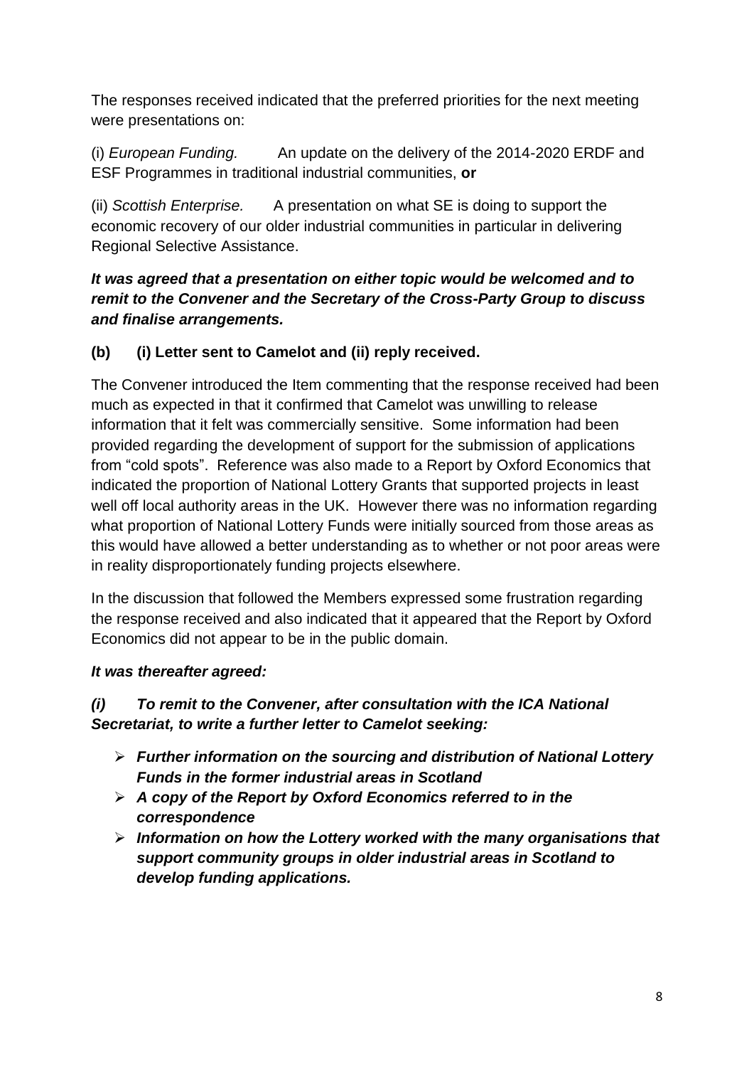The responses received indicated that the preferred priorities for the next meeting were presentations on:

(i) *European Funding.* An update on the delivery of the 2014-2020 ERDF and ESF Programmes in traditional industrial communities, **or**

(ii) *Scottish Enterprise.* A presentation on what SE is doing to support the economic recovery of our older industrial communities in particular in delivering Regional Selective Assistance.

***It was agreed that a presentation on either topic would be welcomed and to remit to the Convener and the Secretary of the Cross-Party Group to discuss and finalise arrangements.***

**(b) (i) Letter sent to Camelot and (ii) reply received.**

The Convener introduced the Item commenting that the response received had been much as expected in that it confirmed that Camelot was unwilling to release information that it felt was commercially sensitive. Some information had been provided regarding the development of support for the submission of applications from "cold spots". Reference was also made to a Report by Oxford Economics that indicated the proportion of National Lottery Grants that supported projects in least well off local authority areas in the UK. However there was no information regarding what proportion of National Lottery Funds were initially sourced from those areas as this would have allowed a better understanding as to whether or not poor areas were in reality disproportionately funding projects elsewhere.

In the discussion that followed the Members expressed some frustration regarding the response received and also indicated that it appeared that the Report by Oxford Economics did not appear to be in the public domain.

***It was thereafter agreed:***

***(i) To remit to the Convener, after consultation with the ICA National Secretariat, to write a further letter to Camelot seeking:***

- ***Further information on the sourcing and distribution of National Lottery Funds in the former industrial areas in Scotland***
- ***A copy of the Report by Oxford Economics referred to in the correspondence***
- ***Information on how the Lottery worked with the many organisations that support community groups in older industrial areas in Scotland to develop funding applications.***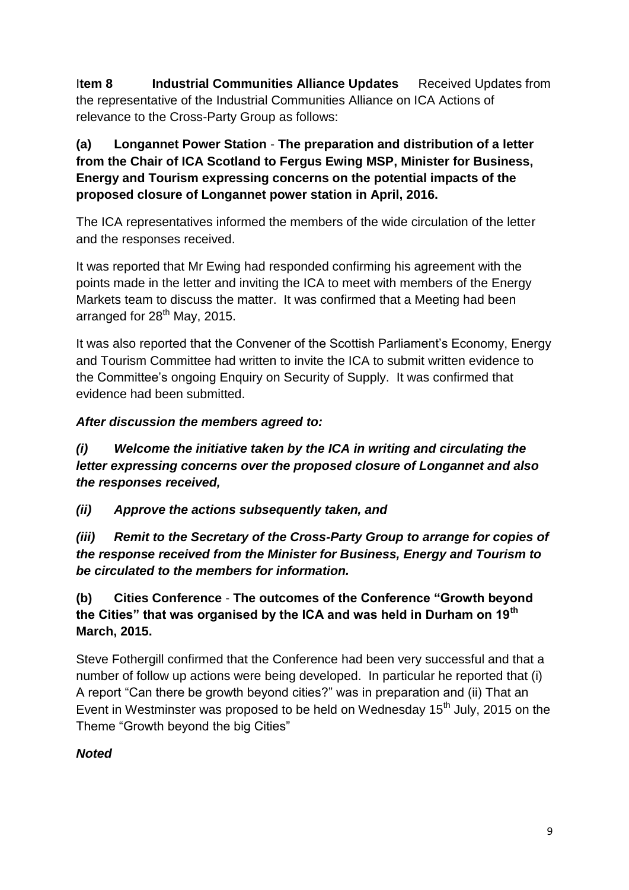**Item 8 Industrial Communities Alliance Updates** Received Updates from the representative of the Industrial Communities Alliance on ICA Actions of relevance to the Cross-Party Group as follows:

**(a) Longannet Power Station - The preparation and distribution of a letter from the Chair of ICA Scotland to Fergus Ewing MSP, Minister for Business, Energy and Tourism expressing concerns on the potential impacts of the proposed closure of Longannet power station in April, 2016.**

The ICA representatives informed the members of the wide circulation of the letter and the responses received.

It was reported that Mr Ewing had responded confirming his agreement with the points made in the letter and inviting the ICA to meet with members of the Energy Markets team to discuss the matter. It was confirmed that a Meeting had been arranged for 28th May, 2015.

It was also reported that the Convener of the Scottish Parliament's Economy, Energy and Tourism Committee had written to invite the ICA to submit written evidence to the Committee's ongoing Enquiry on Security of Supply. It was confirmed that evidence had been submitted.

***After discussion the members agreed to:***

***(i) Welcome the initiative taken by the ICA in writing and circulating the letter expressing concerns over the proposed closure of Longannet and also the responses received,***

***(ii) Approve the actions subsequently taken, and***

***(iii) Remit to the Secretary of the Cross-Party Group to arrange for copies of the response received from the Minister for Business, Energy and Tourism to be circulated to the members for information.***

**(b) Cities Conference - The outcomes of the Conference "Growth beyond the Cities" that was organised by the ICA and was held in Durham on 19th March, 2015.**

Steve Fothergill confirmed that the Conference had been very successful and that a number of follow up actions were being developed. In particular he reported that (i) A report "Can there be growth beyond cities?" was in preparation and (ii) That an Event in Westminster was proposed to be held on Wednesday 15th July, 2015 on the Theme "Growth beyond the big Cities"

***Noted***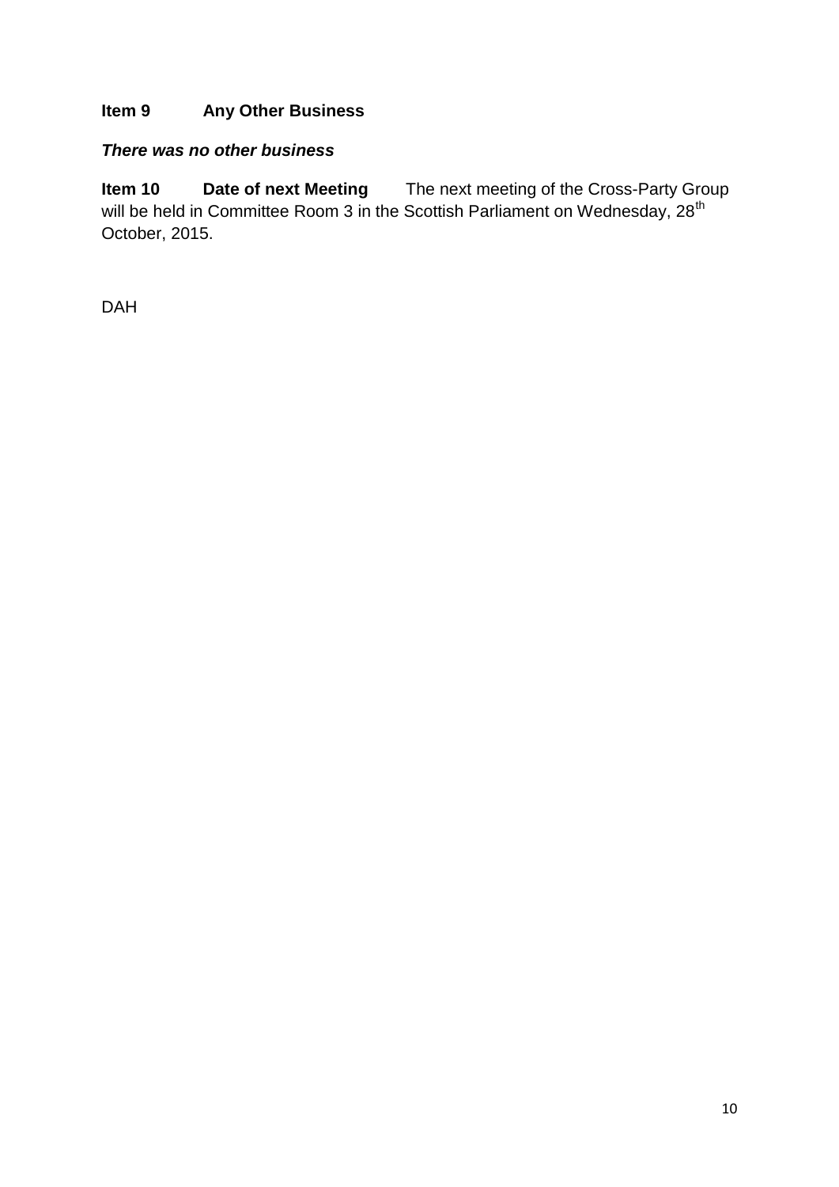**Item 9 Any Other Business**

***There was no other business***

**Item 10 Date of next Meeting** The next meeting of the Cross-Party Group will be held in Committee Room 3 in the Scottish Parliament on Wednesday, 28th October, 2015.

DAH